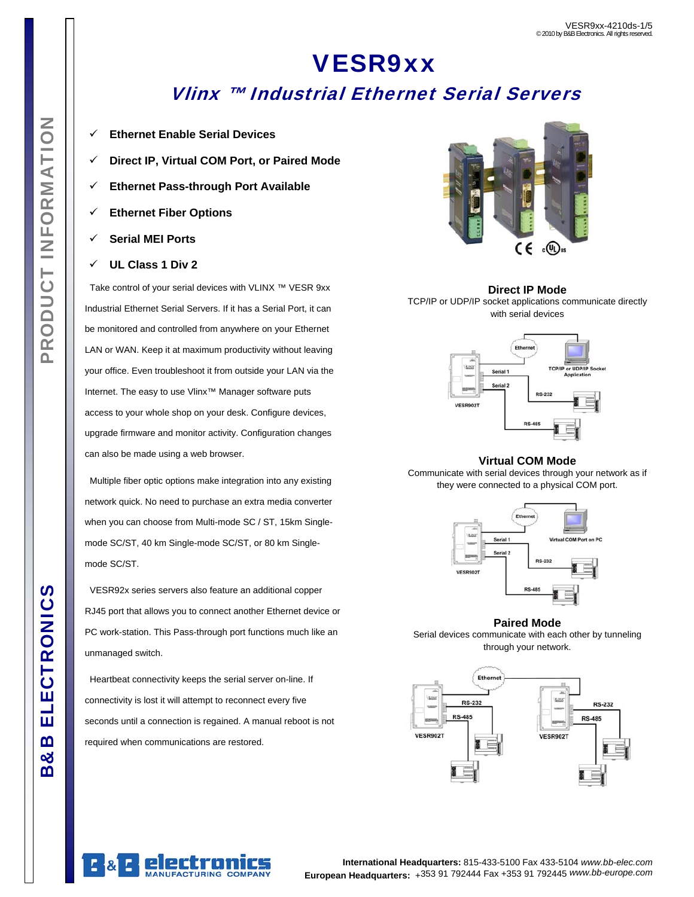# VESR9xx

## *Vlinx ™ Industrial Ethernet Serial Servers*

- ✓ **Ethernet Enable Serial Devices**
- ✓ **Direct IP, Virtual COM Port, or Paired Mode**
- ✓ **Ethernet Pass-through Port Available**
- ✓ **Ethernet Fiber Options**
- ✓ **Serial MEI Ports**
- ✓ **UL Class 1 Div 2**

Take control of your serial devices with VLINX ™ VESR 9xx Industrial Ethernet Serial Servers. If it has a Serial Port, it can be monitored and controlled from anywhere on your Ethernet LAN or WAN. Keep it at maximum productivity without leaving your office. Even troubleshoot it from outside your LAN via the Internet. The easy to use Vlinx™ Manager software puts access to your whole shop on your desk. Configure devices, upgrade firmware and monitor activity. Configuration changes can also be made using a web browser.

Multiple fiber optic options make integration into any existing network quick. No need to purchase an extra media converter when you can choose from Multi-mode SC / ST, 15km Single-mode SC/ST, 40 km Single-mode SC/ST, or 80 km Single-mode SC/ST.

VESR92x series servers also feature an additional copper RJ45 port that allows you to connect another Ethernet device or PC work-station. This Pass-through port functions much like an unmanaged switch.

Heartbeat connectivity keeps the serial server on-line. If connectivity is lost it will attempt to reconnect every five seconds until a connection is regained. A manual reboot is not required when communications are restored.

### Direct IP Mode

TCP/IP or UDP/IP socket applications communicate directly with serial devices

### Virtual COM Mode

Communicate with serial devices through your network as if they were connected to a physical COM port.

### Paired Mode

Serial devices communicate with each other by tunneling through your network.

**International Headquarters:** 815-433-5100 Fax 433-5104 *www.bb-elec.com*
**European Headquarters:** +353 91 792444 Fax +353 91 792445 *www.bb-europe.com*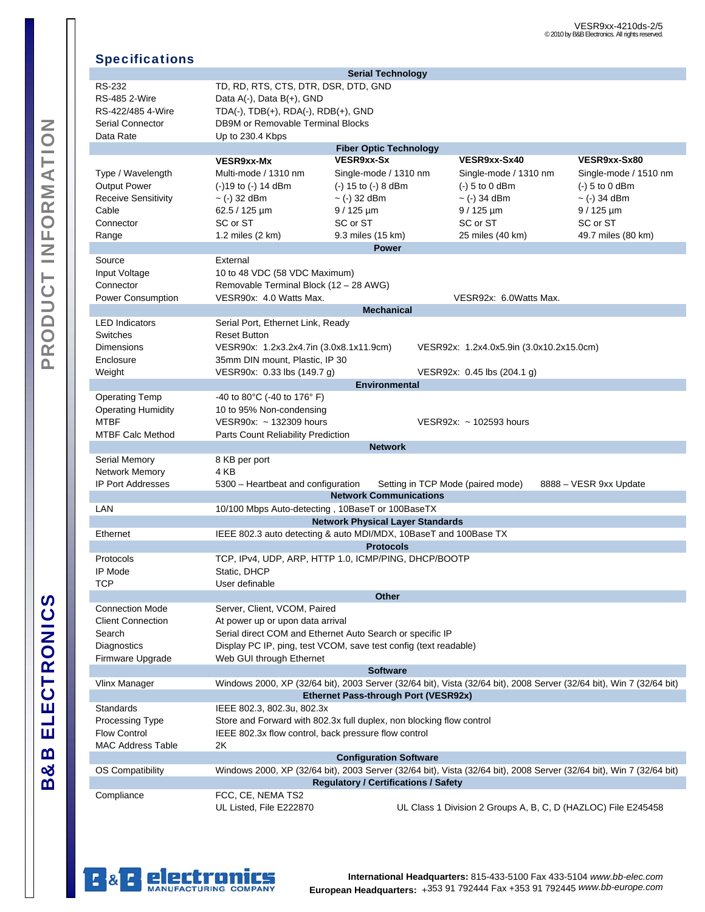## Specifications

| | | | | |
|---|---|---|---|---|
| **Serial Technology** | | | | |
| RS-232 | TD, RD, RTS, CTS, DTR, DSR, DTD, GND | | | |
| RS-485 2-Wire | Data A(-), Data B(+), GND | | | |
| RS-422/485 4-Wire | TDA(-), TDB(+), RDA(-), RDB(+), GND | | | |
| Serial Connector | DB9M or Removable Terminal Blocks | | | |
| Data Rate | Up to 230.4 Kbps | | | |
| **Fiber Optic Technology** | | | | |
| | **VESR9xx-Mx** | **VESR9xx-Sx** | **VESR9xx-Sx40** | **VESR9xx-Sx80** |
| Type / Wavelength | Multi-mode / 1310 nm | Single-mode / 1310 nm | Single-mode / 1310 nm | Single-mode / 1510 nm |
| Output Power | (-)19 to (-) 14 dBm | (-) 15 to (-) 8 dBm | (-) 5 to 0 dBm | (-) 5 to 0 dBm |
| Receive Sensitivity | ~ (-) 32 dBm | ~ (-) 32 dBm | ~ (-) 34 dBm | ~ (-) 34 dBm |
| Cable | 62.5 / 125 µm | 9 / 125 µm | 9 / 125 µm | 9 / 125 µm |
| Connector | SC or ST | SC or ST | SC or ST | SC or ST |
| Range | 1.2 miles (2 km) | 9.3 miles (15 km) | 25 miles (40 km) | 49.7 miles (80 km) |
| **Power** | | | | |
| Source | External | | | |
| Input Voltage | 10 to 48 VDC (58 VDC Maximum) | | | |
| Connector | Removable Terminal Block (12 – 28 AWG) | | | |
| Power Consumption | VESR90x: 4.0 Watts Max. | | VESR92x: 6.0Watts Max. | |
| **Mechanical** | | | | |
| LED Indicators | Serial Port, Ethernet Link, Ready | | | |
| Switches | Reset Button | | | |
| Dimensions | VESR90x: 1.2x3.2x4.7in (3.0x8.1x11.9cm) | | VESR92x: 1.2x4.0x5.9in (3.0x10.2x15.0cm) | |
| Enclosure | 35mm DIN mount, Plastic, IP 30 | | | |
| Weight | VESR90x: 0.33 lbs (149.7 g) | | VESR92x: 0.45 lbs (204.1 g) | |
| **Environmental** | | | | |
| Operating Temp | -40 to 80°C (-40 to 176° F) | | | |
| Operating Humidity | 10 to 95% Non-condensing | | | |
| MTBF | VESR90x: ~ 132309 hours | | VESR92x: ~ 102593 hours | |
| MTBF Calc Method | Parts Count Reliability Prediction | | | |
| **Network** | | | | |
| Serial Memory | 8 KB per port | | | |
| Network Memory | 4 KB | | | |
| IP Port Addresses | 5300 – Heartbeat and configuration | Setting in TCP Mode (paired mode) | | 8888 – VESR 9xx Update |
| **Network Communications** | | | | |
| LAN | 10/100 Mbps Auto-detecting , 10BaseT or 100BaseTX | | | |
| **Network Physical Layer Standards** | | | | |
| Ethernet | IEEE 802.3 auto detecting & auto MDI/MDX, 10BaseT and 100Base TX | | | |
| **Protocols** | | | | |
| Protocols | TCP, IPv4, UDP, ARP, HTTP 1.0, ICMP/PING, DHCP/BOOTP | | | |
| IP Mode | Static, DHCP | | | |
| TCP | User definable | | | |
| **Other** | | | | |
| Connection Mode | Server, Client, VCOM, Paired | | | |
| Client Connection | At power up or upon data arrival | | | |
| Search | Serial direct COM and Ethernet Auto Search or specific IP | | | |
| Diagnostics | Display PC IP, ping, test VCOM, save test config (text readable) | | | |
| Firmware Upgrade | Web GUI through Ethernet | | | |
| **Software** | | | | |
| Vlinx Manager | Windows 2000, XP (32/64 bit), 2003 Server (32/64 bit), Vista (32/64 bit), 2008 Server (32/64 bit), Win 7 (32/64 bit) | | | |
| **Ethernet Pass-through Port (VESR92x)** | | | | |
| Standards | IEEE 802.3, 802.3u, 802.3x | | | |
| Processing Type | Store and Forward with 802.3x full duplex, non blocking flow control | | | |
| Flow Control | IEEE 802.3x flow control, back pressure flow control | | | |
| MAC Address Table | 2K | | | |
| **Configuration Software** | | | | |
| OS Compatibility | Windows 2000, XP (32/64 bit), 2003 Server (32/64 bit), Vista (32/64 bit), 2008 Server (32/64 bit), Win 7 (32/64 bit) | | | |
| **Regulatory / Certifications / Safety** | | | | |
| Compliance | FCC, CE, NEMA TS2 | | | |
| | UL Listed, File E222870 | | UL Class 1 Division 2 Groups A, B, C, D (HAZLOC) File E245458 | |

**International Headquarters:** 815-433-5100 Fax 433-5104 *www.bb-elec.com*
**European Headquarters:** +353 91 792444 Fax +353 91 792445 *www.bb-europe.com*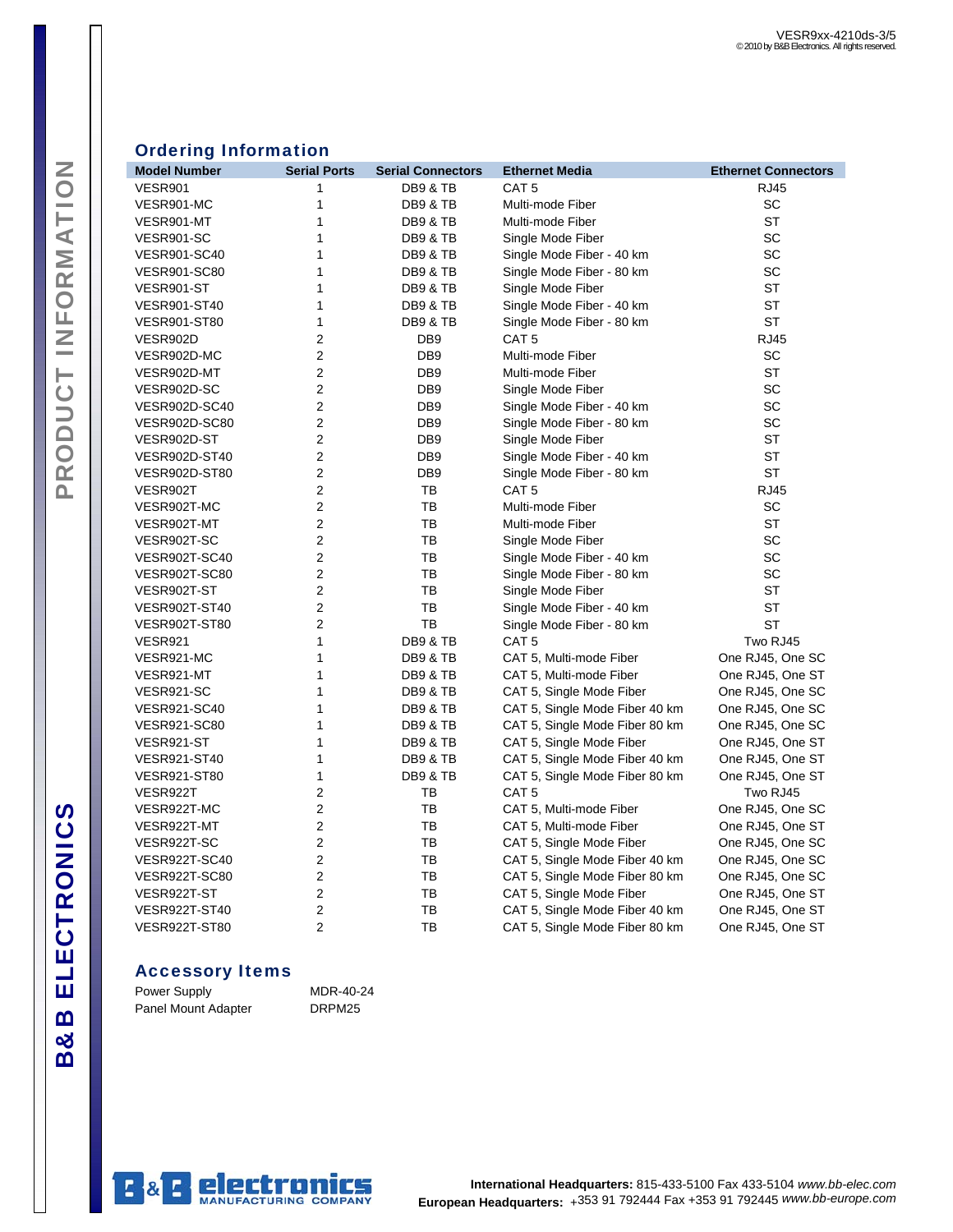## Ordering Information

| Model Number | Serial Ports | Serial Connectors | Ethernet Media | Ethernet Connectors |
|---|---|---|---|---|
| VESR901 | 1 | DB9 & TB | CAT 5 | RJ45 |
| VESR901-MC | 1 | DB9 & TB | Multi-mode Fiber | SC |
| VESR901-MT | 1 | DB9 & TB | Multi-mode Fiber | ST |
| VESR901-SC | 1 | DB9 & TB | Single Mode Fiber | SC |
| VESR901-SC40 | 1 | DB9 & TB | Single Mode Fiber - 40 km | SC |
| VESR901-SC80 | 1 | DB9 & TB | Single Mode Fiber - 80 km | SC |
| VESR901-ST | 1 | DB9 & TB | Single Mode Fiber | ST |
| VESR901-ST40 | 1 | DB9 & TB | Single Mode Fiber - 40 km | ST |
| VESR901-ST80 | 1 | DB9 & TB | Single Mode Fiber - 80 km | ST |
| VESR902D | 2 | DB9 | CAT 5 | RJ45 |
| VESR902D-MC | 2 | DB9 | Multi-mode Fiber | SC |
| VESR902D-MT | 2 | DB9 | Multi-mode Fiber | ST |
| VESR902D-SC | 2 | DB9 | Single Mode Fiber | SC |
| VESR902D-SC40 | 2 | DB9 | Single Mode Fiber - 40 km | SC |
| VESR902D-SC80 | 2 | DB9 | Single Mode Fiber - 80 km | SC |
| VESR902D-ST | 2 | DB9 | Single Mode Fiber | ST |
| VESR902D-ST40 | 2 | DB9 | Single Mode Fiber - 40 km | ST |
| VESR902D-ST80 | 2 | DB9 | Single Mode Fiber - 80 km | ST |
| VESR902T | 2 | TB | CAT 5 | RJ45 |
| VESR902T-MC | 2 | TB | Multi-mode Fiber | SC |
| VESR902T-MT | 2 | TB | Multi-mode Fiber | ST |
| VESR902T-SC | 2 | TB | Single Mode Fiber | SC |
| VESR902T-SC40 | 2 | TB | Single Mode Fiber - 40 km | SC |
| VESR902T-SC80 | 2 | TB | Single Mode Fiber - 80 km | SC |
| VESR902T-ST | 2 | TB | Single Mode Fiber | ST |
| VESR902T-ST40 | 2 | TB | Single Mode Fiber - 40 km | ST |
| VESR902T-ST80 | 2 | TB | Single Mode Fiber - 80 km | ST |
| VESR921 | 1 | DB9 & TB | CAT 5 | Two RJ45 |
| VESR921-MC | 1 | DB9 & TB | CAT 5, Multi-mode Fiber | One RJ45, One SC |
| VESR921-MT | 1 | DB9 & TB | CAT 5, Multi-mode Fiber | One RJ45, One ST |
| VESR921-SC | 1 | DB9 & TB | CAT 5, Single Mode Fiber | One RJ45, One SC |
| VESR921-SC40 | 1 | DB9 & TB | CAT 5, Single Mode Fiber 40 km | One RJ45, One SC |
| VESR921-SC80 | 1 | DB9 & TB | CAT 5, Single Mode Fiber 80 km | One RJ45, One SC |
| VESR921-ST | 1 | DB9 & TB | CAT 5, Single Mode Fiber | One RJ45, One ST |
| VESR921-ST40 | 1 | DB9 & TB | CAT 5, Single Mode Fiber 40 km | One RJ45, One ST |
| VESR921-ST80 | 1 | DB9 & TB | CAT 5, Single Mode Fiber 80 km | One RJ45, One ST |
| VESR922T | 2 | TB | CAT 5 | Two RJ45 |
| VESR922T-MC | 2 | TB | CAT 5, Multi-mode Fiber | One RJ45, One SC |
| VESR922T-MT | 2 | TB | CAT 5, Multi-mode Fiber | One RJ45, One ST |
| VESR922T-SC | 2 | TB | CAT 5, Single Mode Fiber | One RJ45, One SC |
| VESR922T-SC40 | 2 | TB | CAT 5, Single Mode Fiber 40 km | One RJ45, One SC |
| VESR922T-SC80 | 2 | TB | CAT 5, Single Mode Fiber 80 km | One RJ45, One SC |
| VESR922T-ST | 2 | TB | CAT 5, Single Mode Fiber | One RJ45, One ST |
| VESR922T-ST40 | 2 | TB | CAT 5, Single Mode Fiber 40 km | One RJ45, One ST |
| VESR922T-ST80 | 2 | TB | CAT 5, Single Mode Fiber 80 km | One RJ45, One ST |

## Accessory Items

| | |
|---|---|
| Power Supply | MDR-40-24 |
| Panel Mount Adapter | DRPM25 |

**International Headquarters:** 815-433-5100 Fax 433-5104 *www.bb-elec.com*
**European Headquarters:** +353 91 792444 Fax +353 91 792445 *www.bb-europe.com*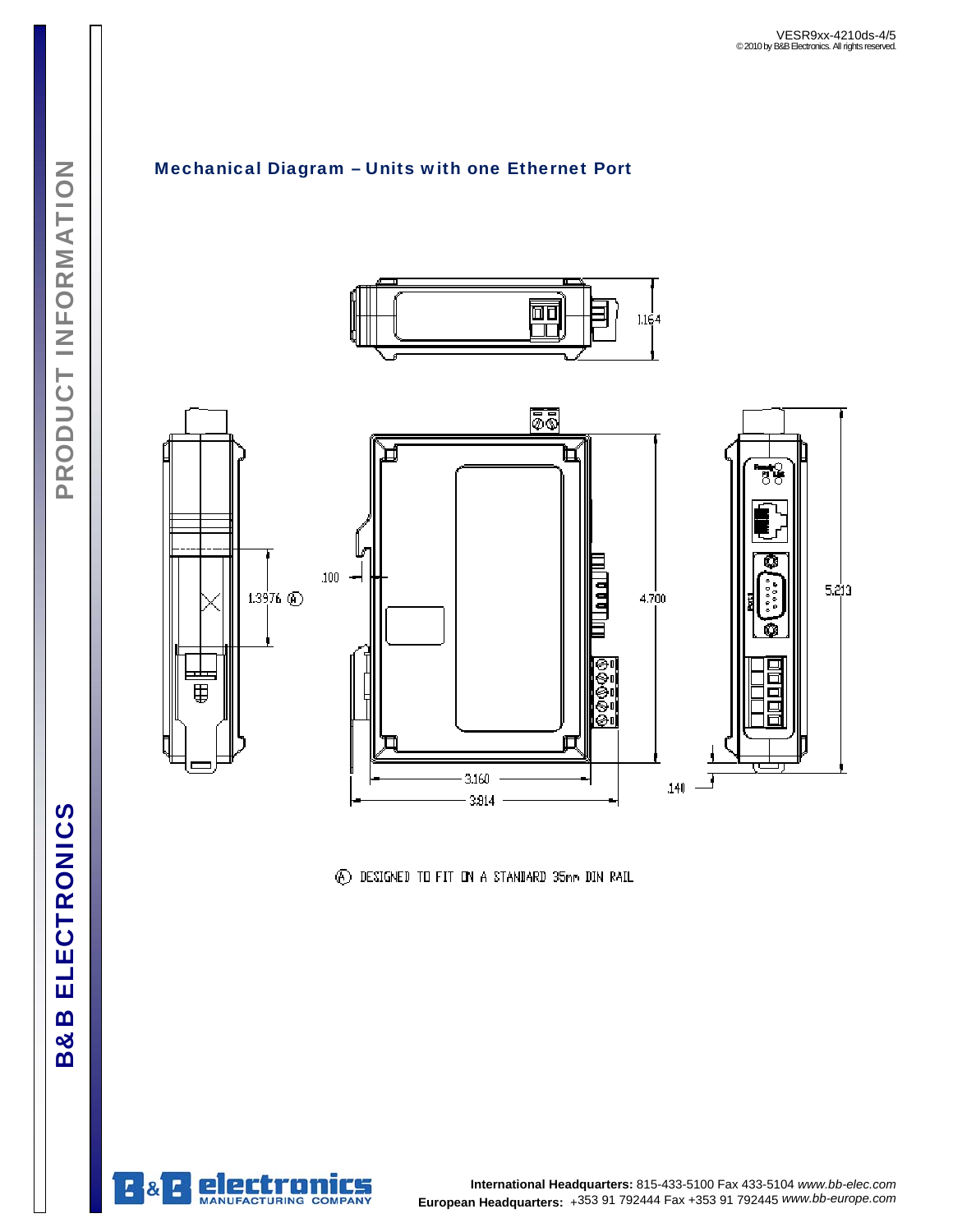## Mechanical Diagram – Units with one Ethernet Port

1.164

1.3976 (A)

.100

4.700

5.213

3.160

3.814

.140

(A) DESIGNED TO FIT ON A STANDARD 35mm DIN RAIL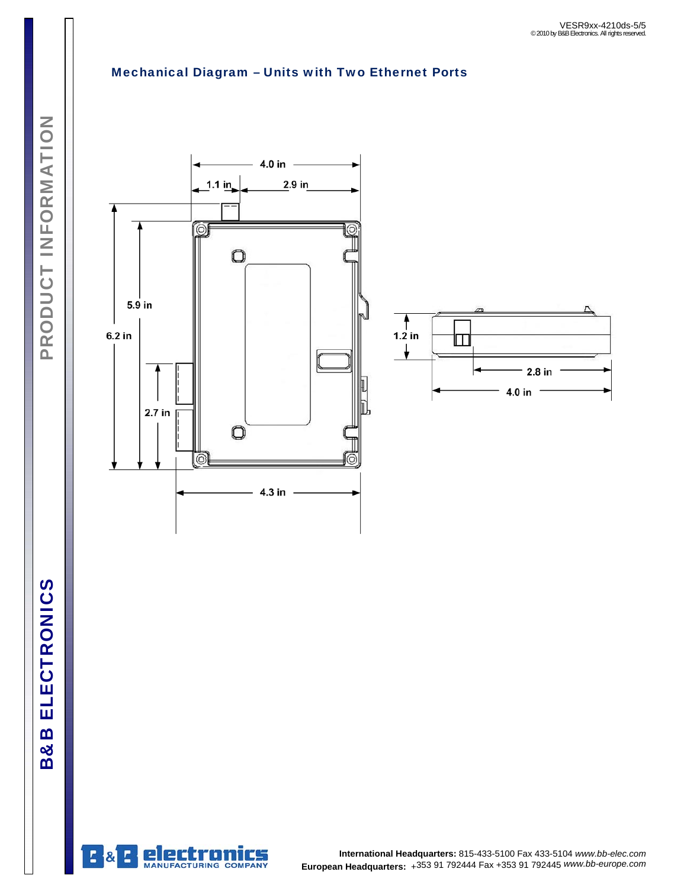## Mechanical Diagram – Units with Two Ethernet Ports

4.0 in
1.1 in
2.9 in
5.9 in
6.2 in
2.7 in
4.3 in
1.2 in
2.8 in
4.0 in